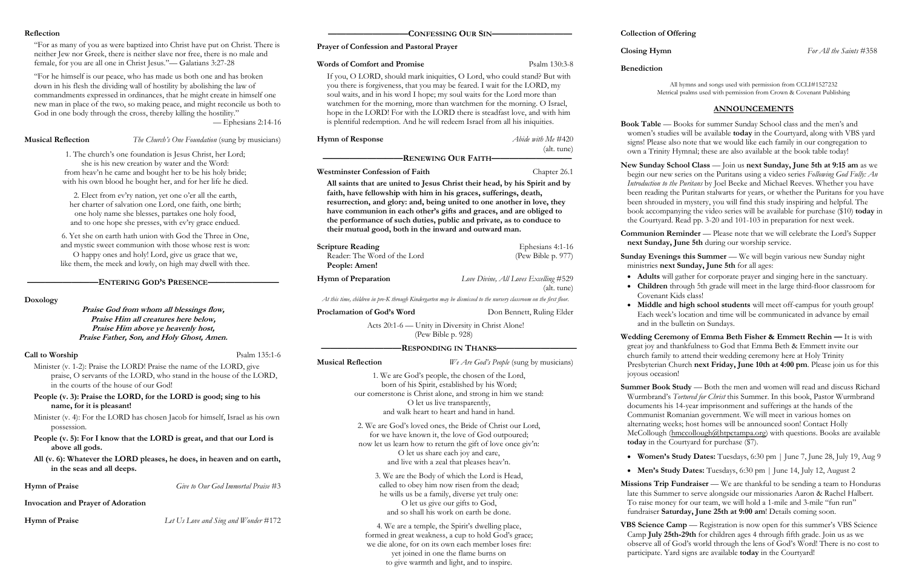## Reflection

"For as many of you as were baptized into Christ have put on Christ. There is neither Jew nor Greek, there is neither slave nor free, there is no male and female, for you are all one in Christ Jesus."— Galatians 3:27-28

"For he himself is our peace, who has made us both one and has broken down in his flesh the dividing wall of hostility by abolishing the law of commandments expressed in ordinances, that he might create in himself one new man in place of the two, so making peace, and might reconcile us both to God in one body through the cross, thereby killing the hostility."
— Ephesians 2:14-16

**Musical Reflection** *The Church's One Foundation* (sung by musicians)

1. The church's one foundation is Jesus Christ, her Lord;
she is his new creation by water and the Word:
from heav'n he came and bought her to be his holy bride;
with his own blood he bought her, and for her life he died.

2. Elect from ev'ry nation, yet one o'er all the earth,
her charter of salvation one Lord, one faith, one birth;
one holy name she blesses, partakes one holy food,
and to one hope she presses, with ev'ry grace endued.

6. Yet she on earth hath union with God the Three in One,
and mystic sweet communion with those whose rest is won:
O happy ones and holy! Lord, give us grace that we,
like them, the meek and lowly, on high may dwell with thee.

## ENTERING GOD'S PRESENCE

**Doxology**

***Praise God from whom all blessings flow,***
***Praise Him all creatures here below,***
***Praise Him above ye heavenly host,***
***Praise Father, Son, and Holy Ghost, Amen.***

**Call to Worship** Psalm 135:1-6

Minister (v. 1-2): Praise the LORD! Praise the name of the LORD, give praise, O servants of the LORD, who stand in the house of the LORD, in the courts of the house of our God!

**People (v. 3): Praise the LORD, for the LORD is good; sing to his name, for it is pleasant!**

Minister (v. 4): For the LORD has chosen Jacob for himself, Israel as his own possession.

**People (v. 5): For I know that the LORD is great, and that our Lord is above all gods.**

**All (v. 6): Whatever the LORD pleases, he does, in heaven and on earth, in the seas and all deeps.**

**Hymn of Praise** *Give to Our God Immortal Praise* #3

**Invocation and Prayer of Adoration**

**Hymn of Praise** *Let Us Love and Sing and Wonder* #172

## CONFESSING OUR SIN

**Prayer of Confession and Pastoral Prayer**

**Words of Comfort and Promise** Psalm 130:3-8

If you, O LORD, should mark iniquities, O Lord, who could stand? But with you there is forgiveness, that you may be feared. I wait for the LORD, my soul waits, and in his word I hope; my soul waits for the Lord more than watchmen for the morning, more than watchmen for the morning. O Israel, hope in the LORD! For with the LORD there is steadfast love, and with him is plentiful redemption. And he will redeem Israel from all his iniquities.

**Hymn of Response** *Abide with Me* #420 (alt. tune)

## RENEWING OUR FAITH

**Westminster Confession of Faith** Chapter 26.1

**All saints that are united to Jesus Christ their head, by his Spirit and by faith, have fellowship with him in his graces, sufferings, death, resurrection, and glory: and, being united to one another in love, they have communion in each other's gifts and graces, and are obliged to the performance of such duties, public and private, as to conduce to their mutual good, both in the inward and outward man.**

**Scripture Reading** Ephesians 4:1-16
Reader: The Word of the Lord (Pew Bible p. 977)
**People: Amen!**

**Hymn of Preparation** *Love Divine, All Loves Excelling* #529 (alt. tune)

*At this time, children in pre-K through Kindergarten may be dismissed to the nursery classroom on the first floor.*

**Proclamation of God's Word** Don Bennett, Ruling Elder

Acts 20:1-6 — Unity in Diversity in Christ Alone!
(Pew Bible p. 928)

## RESPONDING IN THANKS

**Musical Reflection** *We Are God's People* (sung by musicians)

1. We are God's people, the chosen of the Lord,
born of his Spirit, established by his Word;
our cornerstone is Christ alone, and strong in him we stand:
O let us live transparently,
and walk heart to heart and hand in hand.

2. We are God's loved ones, the Bride of Christ our Lord,
for we have known it, the love of God outpoured;
now let us learn how to return the gift of love once giv'n:
O let us share each joy and care,
and live with a zeal that pleases heav'n.

3. We are the Body of which the Lord is Head,
called to obey him now risen from the dead;
he wills us be a family, diverse yet truly one:
O let us give our gifts to God,
and so shall his work on earth be done.

4. We are a temple, the Spirit's dwelling place,
formed in great weakness, a cup to hold God's grace;
we die alone, for on its own each member loses fire:
yet joined in one the flame burns on
to give warmth and light, and to inspire.

**Collection of Offering**

**Closing Hymn** *For All the Saints* #358

**Benediction**

All hymns and songs used with permission from CCLI#1527232
Metrical psalms used with permission from Crown & Covenant Publishing

## ANNOUNCEMENTS

**Book Table** — Books for summer Sunday School class and the men's and women's studies will be available **today** in the Courtyard, along with VBS yard signs! Please also note that we would like each family in our congregation to own a Trinity Hymnal; these are also available at the book table today!

**New Sunday School Class** — Join us **next Sunday, June 5th at 9:15 am** as we begin our new series on the Puritans using a video series *Following God Fully: An Introduction to the Puritans* by Joel Beeke and Michael Reeves. Whether you have been reading the Puritan stalwarts for years, or whether the Puritans for you have been shrouded in mystery, you will find this study inspiring and helpful. The book accompanying the video series will be available for purchase ($10) **today** in the Courtyard. Read pp. 3-20 and 101-103 in preparation for next week.

**Communion Reminder** — Please note that we will celebrate the Lord's Supper **next Sunday, June 5th** during our worship service.

**Sunday Evenings this Summer** — We will begin various new Sunday night ministries **next Sunday, June 5th** for all ages:

- **Adults** will gather for corporate prayer and singing here in the sanctuary.
- **Children** through 5th grade will meet in the large third-floor classroom for Covenant Kids class!
- **Middle and high school students** will meet off-campus for youth group! Each week's location and time will be communicated in advance by email and in the bulletin on Sundays.

**Wedding Ceremony of Emma Beth Fisher & Emmett Rechin —** It is with great joy and thankfulness to God that Emma Beth & Emmett invite our church family to attend their wedding ceremony here at Holy Trinity Presbyterian Church **next Friday, June 10th at 4:00 pm**. Please join us for this joyous occasion!

**Summer Book Study** — Both the men and women will read and discuss Richard Wurmbrand's *Tortured for Christ* this Summer. In this book, Pastor Wurmbrand documents his 14-year imprisonment and sufferings at the hands of the Communist Romanian government. We will meet in various homes on alternating weeks; host homes will be announced soon! Contact Holly McCollough (hmccollough@htpctampa.org) with questions. Books are available **today** in the Courtyard for purchase ($7).

- **Women's Study Dates:** Tuesdays, 6:30 pm | June 7, June 28, July 19, Aug 9
- **Men's Study Dates:** Tuesdays, 6:30 pm | June 14, July 12, August 2

**Missions Trip Fundraiser** — We are thankful to be sending a team to Honduras late this Summer to serve alongside our missionaries Aaron & Rachel Halbert. To raise money for our team, we will hold a 1-mile and 3-mile "fun run" fundraiser **Saturday, June 25th at 9:00 am**! Details coming soon.

**VBS Science Camp** — Registration is now open for this summer's VBS Science Camp **July 25th-29th** for children ages 4 through fifth grade. Join us as we observe all of God's world through the lens of God's Word! There is no cost to participate. Yard signs are available **today** in the Courtyard!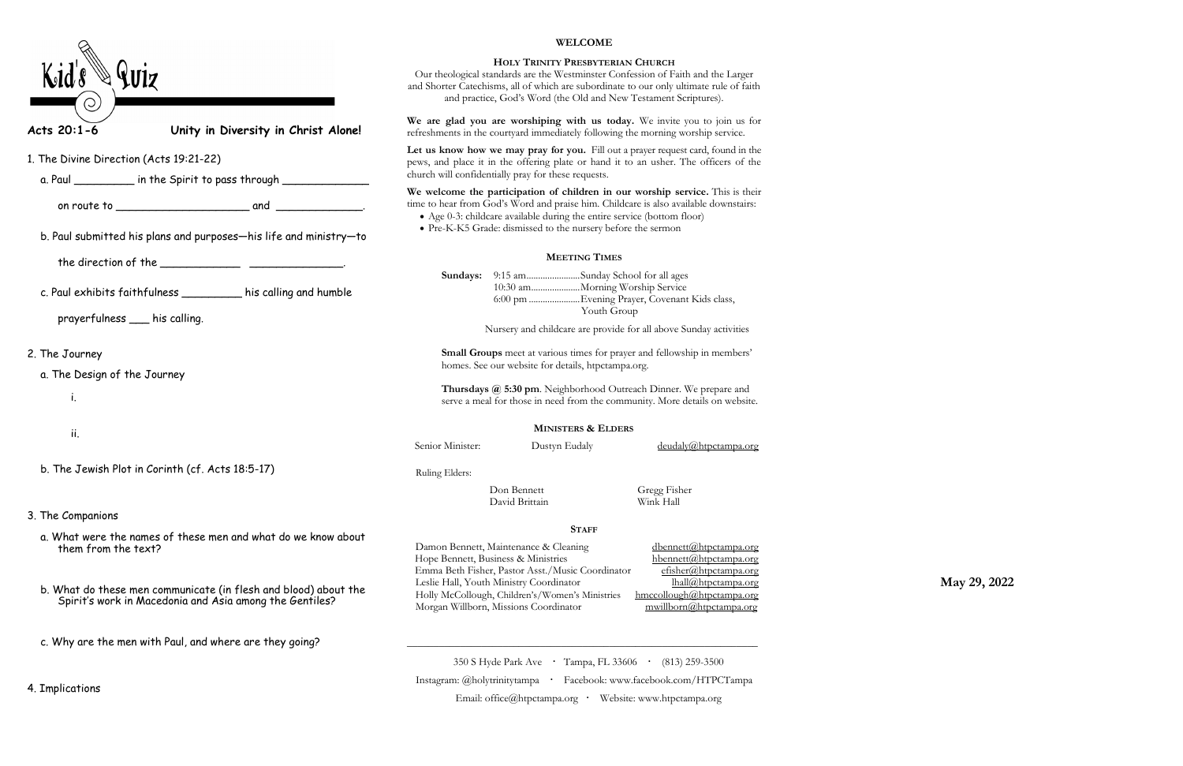# Kid's Quiz

**Acts 20:1-6** **Unity in Diversity in Christ Alone!**

1. The Divine Direction (Acts 19:21-22)

   a. Paul _________ in the Spirit to pass through _____________ on route to ____________________ and _____________.

   b. Paul submitted his plans and purposes—his life and ministry—to the direction of the ____________ ______________.

   c. Paul exhibits faithfulness _________ his calling and humble prayerfulness ___ his calling.

2. The Journey

   a. The Design of the Journey

      i.

      ii.

   b. The Jewish Plot in Corinth (cf. Acts 18:5-17)

3. The Companions

   a. What were the names of these men and what do we know about them from the text?

   b. What do these men communicate (in flesh and blood) about the Spirit's work in Macedonia and Asia among the Gentiles?

   c. Why are the men with Paul, and where are they going?

4. Implications

## WELCOME

### HOLY TRINITY PRESBYTERIAN CHURCH

Our theological standards are the Westminster Confession of Faith and the Larger and Shorter Catechisms, all of which are subordinate to our only ultimate rule of faith and practice, God's Word (the Old and New Testament Scriptures).

**We are glad you are worshiping with us today.** We invite you to join us for refreshments in the courtyard immediately following the morning worship service.

**Let us know how we may pray for you.** Fill out a prayer request card, found in the pews, and place it in the offering plate or hand it to an usher. The officers of the church will confidentially pray for these requests.

**We welcome the participation of children in our worship service.** This is their time to hear from God's Word and praise him. Childcare is also available downstairs:

- Age 0-3: childcare available during the entire service (bottom floor)
- Pre-K-K5 Grade: dismissed to the nursery before the sermon

### MEETING TIMES

**Sundays:**
- 9:15 am........................Sunday School for all ages
- 10:30 am.....................Morning Worship Service
- 6:00 pm ......................Evening Prayer, Covenant Kids class, Youth Group

Nursery and childcare are provide for all above Sunday activities

**Small Groups** meet at various times for prayer and fellowship in members' homes. See our website for details, htpctampa.org.

**Thursdays @ 5:30 pm**. Neighborhood Outreach Dinner. We prepare and serve a meal for those in need from the community. More details on website.

### MINISTERS & ELDERS

Senior Minister: Dustyn Eudaly deudaly@htpctampa.org

Ruling Elders:

Don Bennett
David Brittain
Gregg Fisher
Wink Hall

### STAFF

| | |
|---|---|
| Damon Bennett, Maintenance & Cleaning | dbennett@htpctampa.org |
| Hope Bennett, Business & Ministries | hbennett@htpctampa.org |
| Emma Beth Fisher, Pastor Asst./Music Coordinator | efisher@htpctampa.org |
| Leslie Hall, Youth Ministry Coordinator | lhall@htpctampa.org |
| Holly McCollough, Children's/Women's Ministries | hmccollough@htpctampa.org |
| Morgan Willborn, Missions Coordinator | mwillborn@htpctampa.org |

350 S Hyde Park Ave · Tampa, FL 33606 · (813) 259-3500

Instagram: @holytrinitytampa · Facebook: www.facebook.com/HTPCTampa

Email: office@htpctampa.org · Website: www.htpctampa.org

**May 29, 2022**